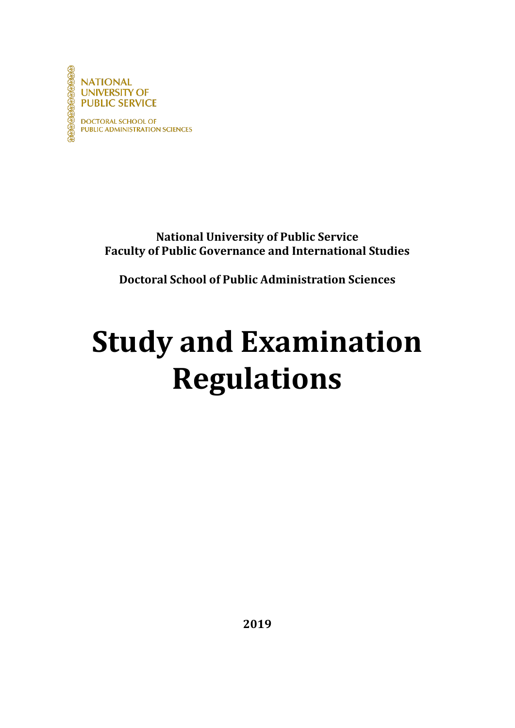NATIONAL UNIVERSITY OF PUBLIC SERVICE

DOCTORAL SCHOOL OF PUBLIC ADMINISTRATION SCIENCES

**National University of Public Service**
**Faculty of Public Governance and International Studies**

**Doctoral School of Public Administration Sciences**

# Study and Examination Regulations

**2019**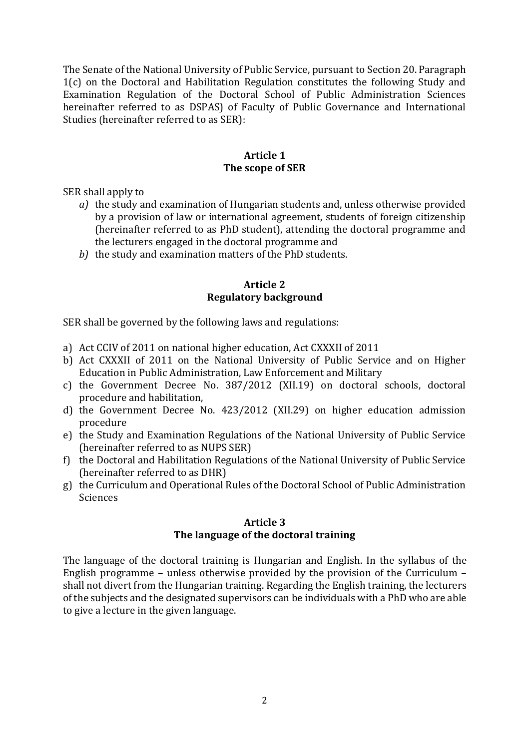The Senate of the National University of Public Service, pursuant to Section 20. Paragraph 1(c) on the Doctoral and Habilitation Regulation constitutes the following Study and Examination Regulation of the Doctoral School of Public Administration Sciences hereinafter referred to as DSPAS) of Faculty of Public Governance and International Studies (hereinafter referred to as SER):

## Article 1
## The scope of SER

SER shall apply to

*a)* the study and examination of Hungarian students and, unless otherwise provided by a provision of law or international agreement, students of foreign citizenship (hereinafter referred to as PhD student), attending the doctoral programme and the lecturers engaged in the doctoral programme and

*b)* the study and examination matters of the PhD students.

## Article 2
## Regulatory background

SER shall be governed by the following laws and regulations:

a) Act CCIV of 2011 on national higher education, Act CXXXII of 2011
b) Act CXXXII of 2011 on the National University of Public Service and on Higher Education in Public Administration, Law Enforcement and Military
c) the Government Decree No. 387/2012 (XII.19) on doctoral schools, doctoral procedure and habilitation,
d) the Government Decree No. 423/2012 (XII.29) on higher education admission procedure
e) the Study and Examination Regulations of the National University of Public Service (hereinafter referred to as NUPS SER)
f) the Doctoral and Habilitation Regulations of the National University of Public Service (hereinafter referred to as DHR)
g) the Curriculum and Operational Rules of the Doctoral School of Public Administration Sciences

## Article 3
## The language of the doctoral training

The language of the doctoral training is Hungarian and English. In the syllabus of the English programme – unless otherwise provided by the provision of the Curriculum – shall not divert from the Hungarian training. Regarding the English training, the lecturers of the subjects and the designated supervisors can be individuals with a PhD who are able to give a lecture in the given language.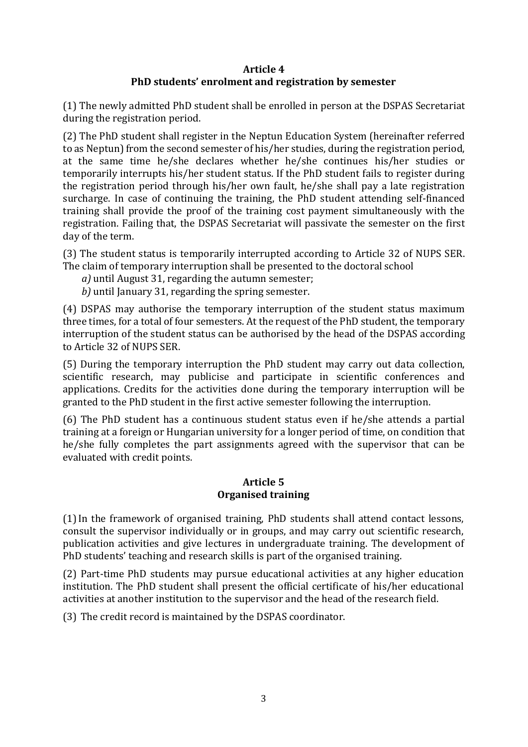## Article 4
## PhD students' enrolment and registration by semester

(1) The newly admitted PhD student shall be enrolled in person at the DSPAS Secretariat during the registration period.

(2) The PhD student shall register in the Neptun Education System (hereinafter referred to as Neptun) from the second semester of his/her studies, during the registration period, at the same time he/she declares whether he/she continues his/her studies or temporarily interrupts his/her student status. If the PhD student fails to register during the registration period through his/her own fault, he/she shall pay a late registration surcharge. In case of continuing the training, the PhD student attending self-financed training shall provide the proof of the training cost payment simultaneously with the registration. Failing that, the DSPAS Secretariat will passivate the semester on the first day of the term.

(3) The student status is temporarily interrupted according to Article 32 of NUPS SER. The claim of temporary interruption shall be presented to the doctoral school

*a)* until August 31, regarding the autumn semester;

*b)* until January 31, regarding the spring semester.

(4) DSPAS may authorise the temporary interruption of the student status maximum three times, for a total of four semesters. At the request of the PhD student, the temporary interruption of the student status can be authorised by the head of the DSPAS according to Article 32 of NUPS SER.

(5) During the temporary interruption the PhD student may carry out data collection, scientific research, may publicise and participate in scientific conferences and applications. Credits for the activities done during the temporary interruption will be granted to the PhD student in the first active semester following the interruption.

(6) The PhD student has a continuous student status even if he/she attends a partial training at a foreign or Hungarian university for a longer period of time, on condition that he/she fully completes the part assignments agreed with the supervisor that can be evaluated with credit points.

## Article 5
## Organised training

(1) In the framework of organised training, PhD students shall attend contact lessons, consult the supervisor individually or in groups, and may carry out scientific research, publication activities and give lectures in undergraduate training. The development of PhD students' teaching and research skills is part of the organised training.

(2) Part-time PhD students may pursue educational activities at any higher education institution. The PhD student shall present the official certificate of his/her educational activities at another institution to the supervisor and the head of the research field.

(3) The credit record is maintained by the DSPAS coordinator.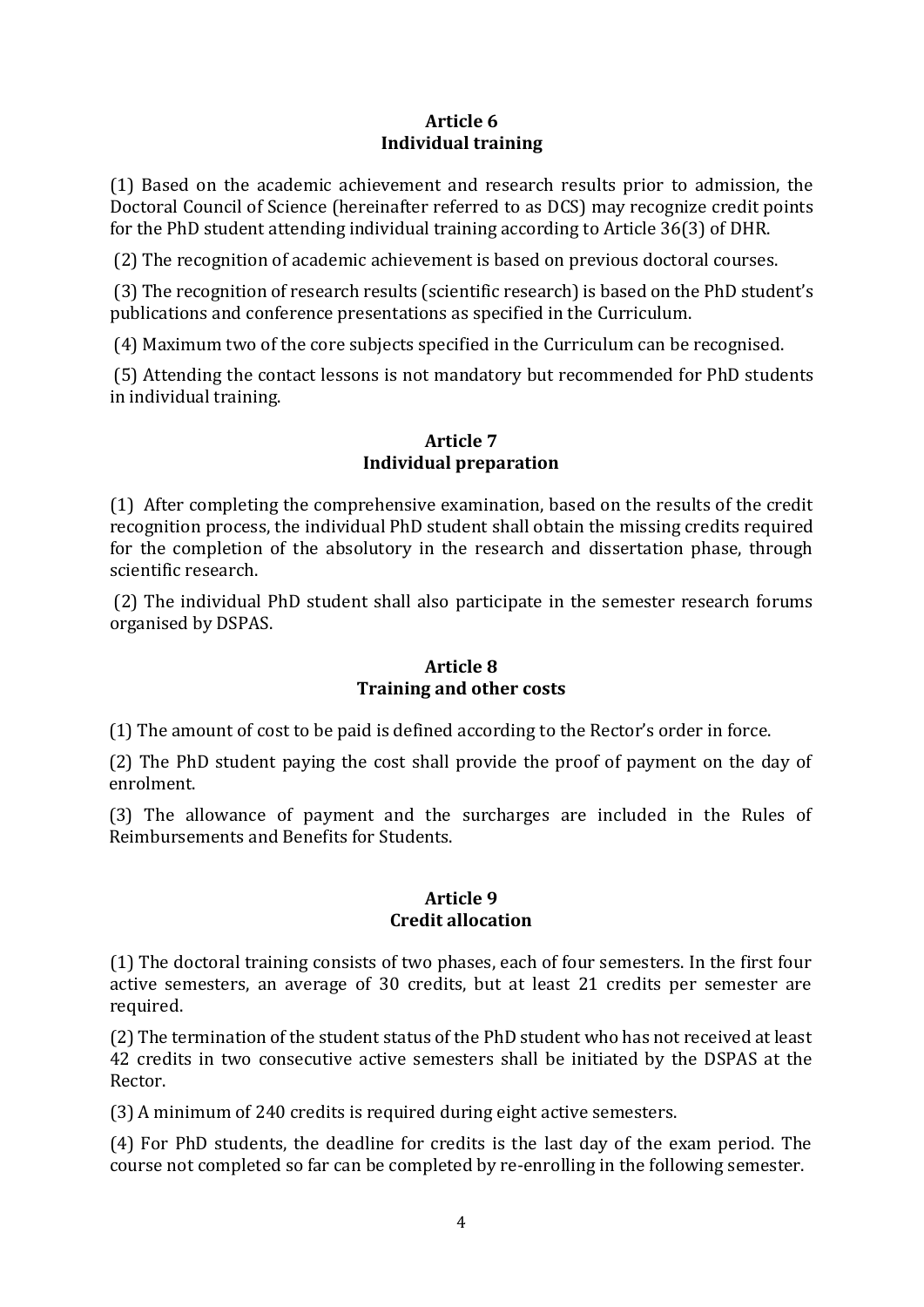## Article 6
## Individual training

(1) Based on the academic achievement and research results prior to admission, the Doctoral Council of Science (hereinafter referred to as DCS) may recognize credit points for the PhD student attending individual training according to Article 36(3) of DHR.

(2) The recognition of academic achievement is based on previous doctoral courses.

(3) The recognition of research results (scientific research) is based on the PhD student's publications and conference presentations as specified in the Curriculum.

(4) Maximum two of the core subjects specified in the Curriculum can be recognised.

(5) Attending the contact lessons is not mandatory but recommended for PhD students in individual training.

## Article 7
## Individual preparation

(1) After completing the comprehensive examination, based on the results of the credit recognition process, the individual PhD student shall obtain the missing credits required for the completion of the absolutory in the research and dissertation phase, through scientific research.

(2) The individual PhD student shall also participate in the semester research forums organised by DSPAS.

## Article 8
## Training and other costs

(1) The amount of cost to be paid is defined according to the Rector's order in force.

(2) The PhD student paying the cost shall provide the proof of payment on the day of enrolment.

(3) The allowance of payment and the surcharges are included in the Rules of Reimbursements and Benefits for Students.

## Article 9
## Credit allocation

(1) The doctoral training consists of two phases, each of four semesters. In the first four active semesters, an average of 30 credits, but at least 21 credits per semester are required.

(2) The termination of the student status of the PhD student who has not received at least 42 credits in two consecutive active semesters shall be initiated by the DSPAS at the Rector.

(3) A minimum of 240 credits is required during eight active semesters.

(4) For PhD students, the deadline for credits is the last day of the exam period. The course not completed so far can be completed by re-enrolling in the following semester.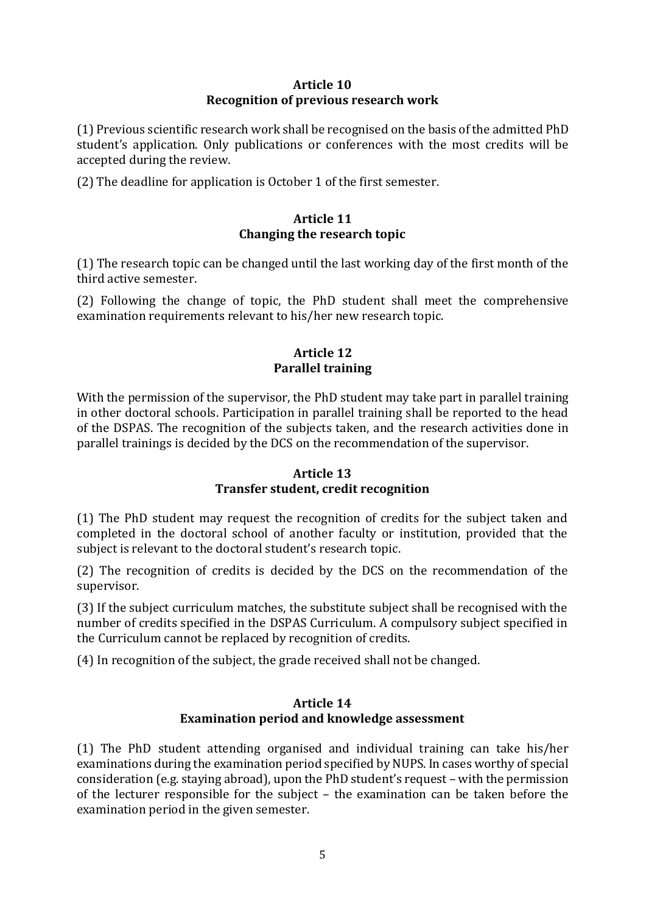## Article 10
## Recognition of previous research work

(1) Previous scientific research work shall be recognised on the basis of the admitted PhD student's application. Only publications or conferences with the most credits will be accepted during the review.

(2) The deadline for application is October 1 of the first semester.

## Article 11
## Changing the research topic

(1) The research topic can be changed until the last working day of the first month of the third active semester.

(2) Following the change of topic, the PhD student shall meet the comprehensive examination requirements relevant to his/her new research topic.

## Article 12
## Parallel training

With the permission of the supervisor, the PhD student may take part in parallel training in other doctoral schools. Participation in parallel training shall be reported to the head of the DSPAS. The recognition of the subjects taken, and the research activities done in parallel trainings is decided by the DCS on the recommendation of the supervisor.

## Article 13
## Transfer student, credit recognition

(1) The PhD student may request the recognition of credits for the subject taken and completed in the doctoral school of another faculty or institution, provided that the subject is relevant to the doctoral student's research topic.

(2) The recognition of credits is decided by the DCS on the recommendation of the supervisor.

(3) If the subject curriculum matches, the substitute subject shall be recognised with the number of credits specified in the DSPAS Curriculum. A compulsory subject specified in the Curriculum cannot be replaced by recognition of credits.

(4) In recognition of the subject, the grade received shall not be changed.

## Article 14
## Examination period and knowledge assessment

(1) The PhD student attending organised and individual training can take his/her examinations during the examination period specified by NUPS. In cases worthy of special consideration (e.g. staying abroad), upon the PhD student's request – with the permission of the lecturer responsible for the subject – the examination can be taken before the examination period in the given semester.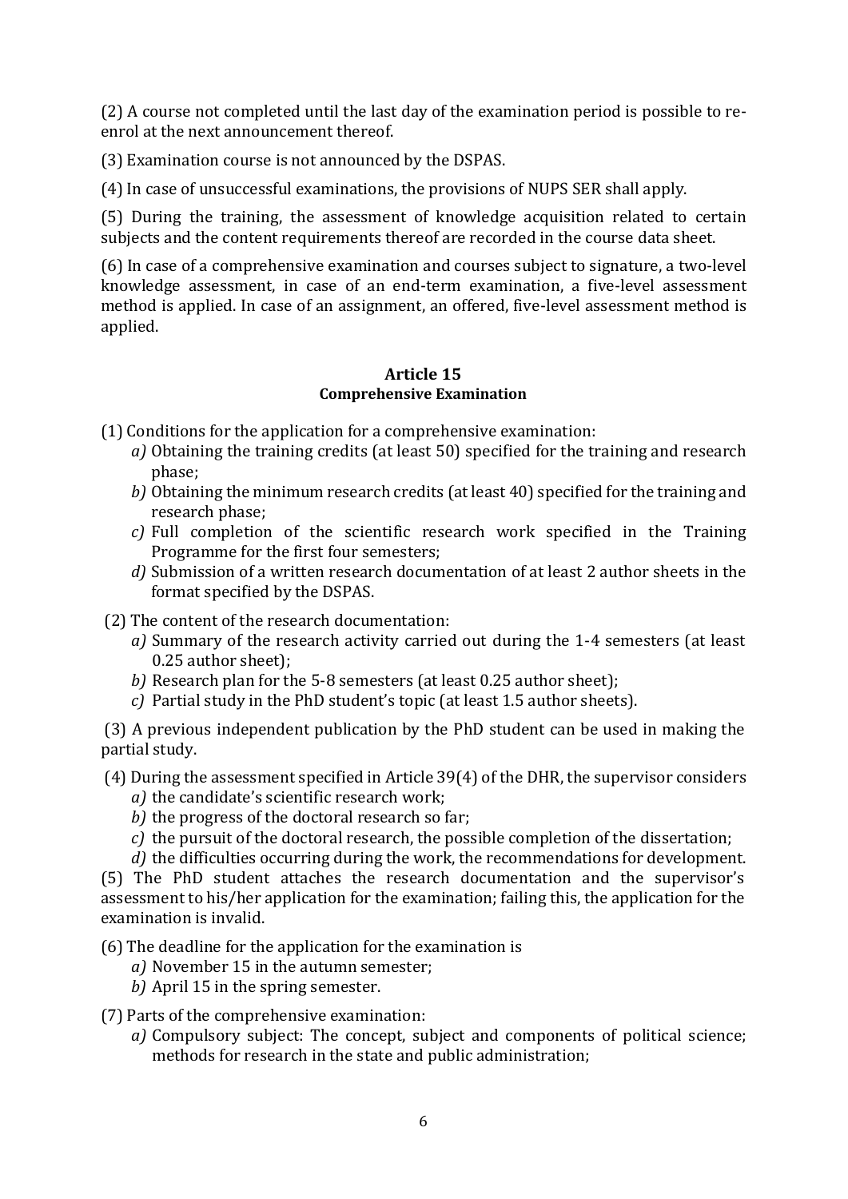(2) A course not completed until the last day of the examination period is possible to re-enrol at the next announcement thereof.

(3) Examination course is not announced by the DSPAS.

(4) In case of unsuccessful examinations, the provisions of NUPS SER shall apply.

(5) During the training, the assessment of knowledge acquisition related to certain subjects and the content requirements thereof are recorded in the course data sheet.

(6) In case of a comprehensive examination and courses subject to signature, a two-level knowledge assessment, in case of an end-term examination, a five-level assessment method is applied. In case of an assignment, an offered, five-level assessment method is applied.

### Article 15
#### Comprehensive Examination

(1) Conditions for the application for a comprehensive examination:

- *a)* Obtaining the training credits (at least 50) specified for the training and research phase;
- *b)* Obtaining the minimum research credits (at least 40) specified for the training and research phase;
- *c)* Full completion of the scientific research work specified in the Training Programme for the first four semesters;
- *d)* Submission of a written research documentation of at least 2 author sheets in the format specified by the DSPAS.

(2) The content of the research documentation:

- *a)* Summary of the research activity carried out during the 1-4 semesters (at least 0.25 author sheet);
- *b)* Research plan for the 5-8 semesters (at least 0.25 author sheet);
- *c)* Partial study in the PhD student's topic (at least 1.5 author sheets).

(3) A previous independent publication by the PhD student can be used in making the partial study.

(4) During the assessment specified in Article 39(4) of the DHR, the supervisor considers

- *a)* the candidate's scientific research work;
- *b)* the progress of the doctoral research so far;
- *c)* the pursuit of the doctoral research, the possible completion of the dissertation;
- *d)* the difficulties occurring during the work, the recommendations for development.

(5) The PhD student attaches the research documentation and the supervisor's assessment to his/her application for the examination; failing this, the application for the examination is invalid.

(6) The deadline for the application for the examination is

- *a)* November 15 in the autumn semester;
- *b)* April 15 in the spring semester.

(7) Parts of the comprehensive examination:

- *a)* Compulsory subject: The concept, subject and components of political science; methods for research in the state and public administration;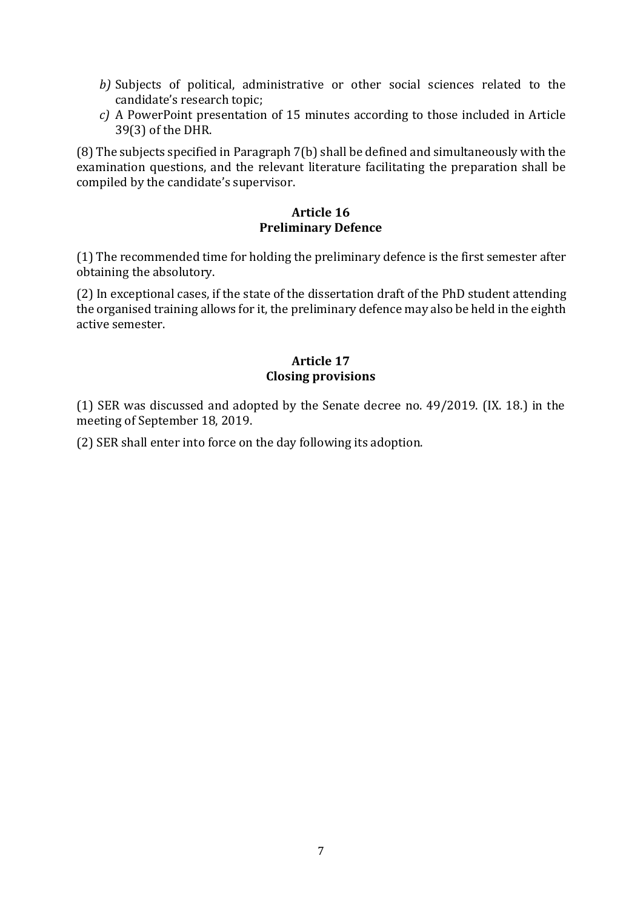*b)* Subjects of political, administrative or other social sciences related to the candidate's research topic;

*c)* A PowerPoint presentation of 15 minutes according to those included in Article 39(3) of the DHR.

(8) The subjects specified in Paragraph 7(b) shall be defined and simultaneously with the examination questions, and the relevant literature facilitating the preparation shall be compiled by the candidate's supervisor.

### Article 16
### Preliminary Defence

(1) The recommended time for holding the preliminary defence is the first semester after obtaining the absolutory.

(2) In exceptional cases, if the state of the dissertation draft of the PhD student attending the organised training allows for it, the preliminary defence may also be held in the eighth active semester.

### Article 17
### Closing provisions

(1) SER was discussed and adopted by the Senate decree no. 49/2019. (IX. 18.) in the meeting of September 18, 2019.

(2) SER shall enter into force on the day following its adoption.